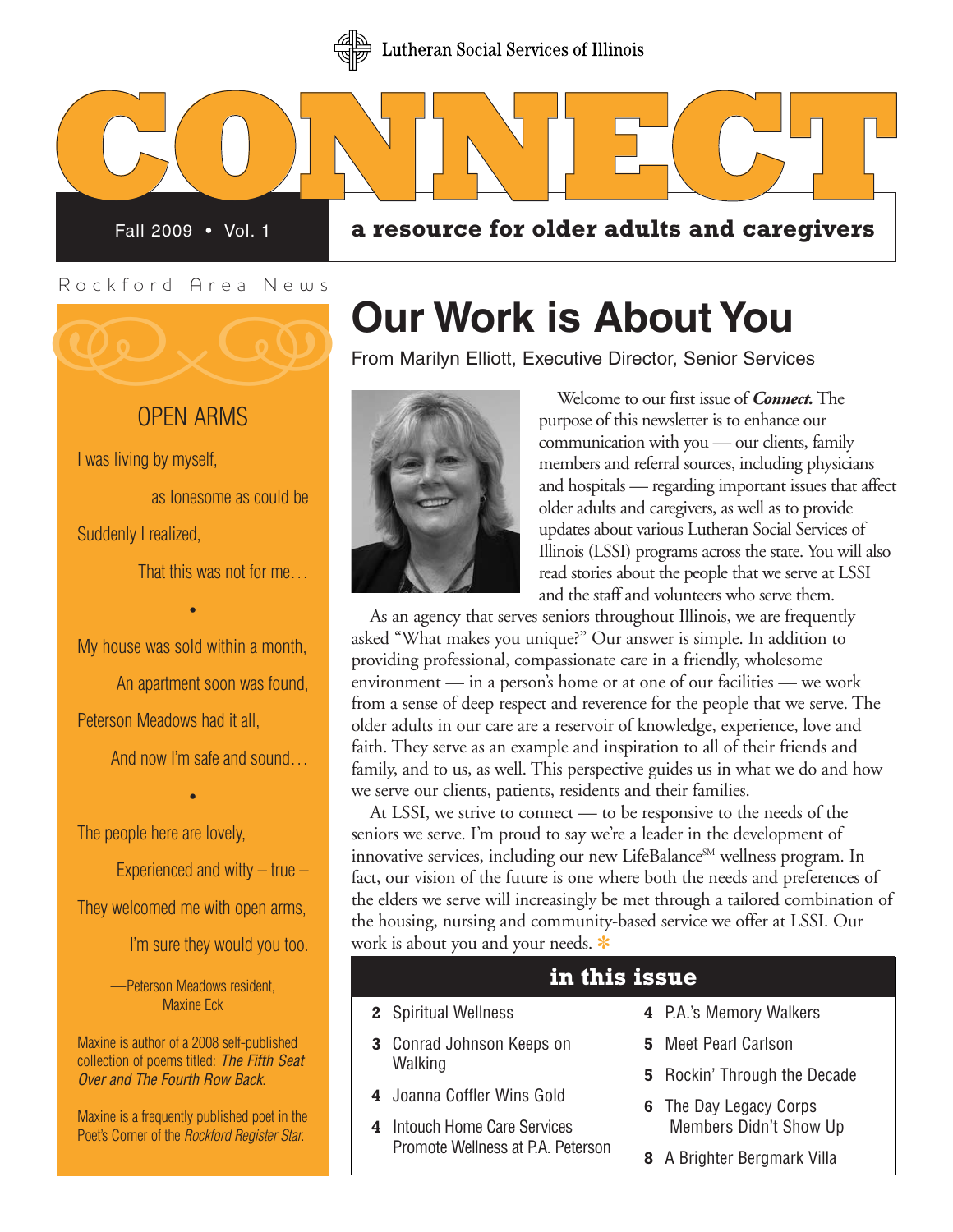Lutheran Social Services of Illinois

# CONNECT

Fall 2009 • Vol. 1

**a resource for older adults and caregivers**

Rockford Area News

## Our Work is About You

From Marilyn Elliott, Executive Director, Senior Services

Welcome to our first issue of ***Connect.*** The purpose of this newsletter is to enhance our communication with you — our clients, family members and referral sources, including physicians and hospitals — regarding important issues that affect older adults and caregivers, as well as to provide updates about various Lutheran Social Services of Illinois (LSSI) programs across the state. You will also read stories about the people that we serve at LSSI and the staff and volunteers who serve them.

As an agency that serves seniors throughout Illinois, we are frequently asked "What makes you unique?" Our answer is simple. In addition to providing professional, compassionate care in a friendly, wholesome environment — in a person's home or at one of our facilities — we work from a sense of deep respect and reverence for the people that we serve. The older adults in our care are a reservoir of knowledge, experience, love and faith. They serve as an example and inspiration to all of their friends and family, and to us, as well. This perspective guides us in what we do and how we serve our clients, patients, residents and their families.

At LSSI, we strive to connect — to be responsive to the needs of the seniors we serve. I'm proud to say we're a leader in the development of innovative services, including our new LifeBalance[SM] wellness program. In fact, our vision of the future is one where both the needs and preferences of the elders we serve will increasingly be met through a tailored combination of the housing, nursing and community-based service we offer at LSSI. Our work is about you and your needs. *

### OPEN ARMS

I was living by myself,
as lonesome as could be
Suddenly I realized,
That this was not for me…

•

My house was sold within a month,
An apartment soon was found,
Peterson Meadows had it all,
And now I'm safe and sound…

•

The people here are lovely,
Experienced and witty – true –
They welcomed me with open arms,
I'm sure they would you too.

—Peterson Meadows resident, Maxine Eck

Maxine is author of a 2008 self-published collection of poems titled: *The Fifth Seat Over and The Fourth Row Back*.

Maxine is a frequently published poet in the Poet's Corner of the *Rockford Register Star.*

### in this issue

- **2** Spiritual Wellness
- **3** Conrad Johnson Keeps on Walking
- **4** Joanna Coffler Wins Gold
- **4** Intouch Home Care Services Promote Wellness at P.A. Peterson
- **4** P.A.'s Memory Walkers
- **5** Meet Pearl Carlson
- **5** Rockin' Through the Decade
- **6** The Day Legacy Corps Members Didn't Show Up
- **8** A Brighter Bergmark Villa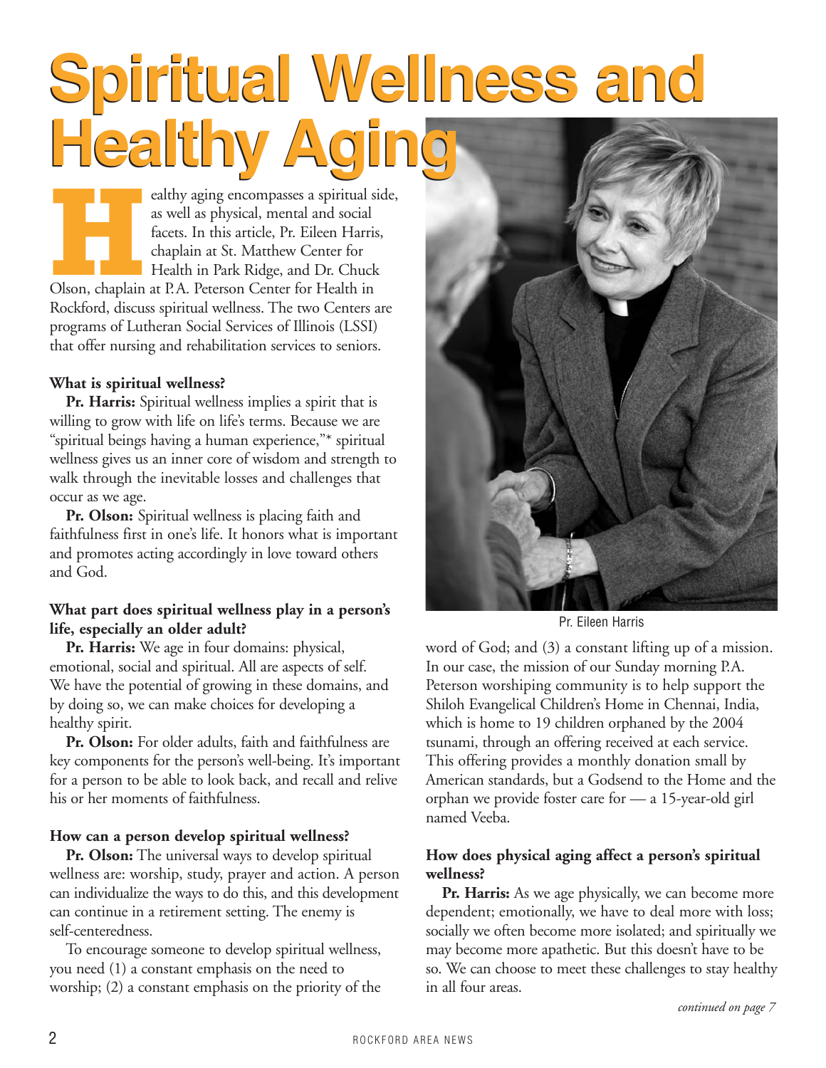# Spiritual Wellness and Healthy Aging

Healthy aging encompasses a spiritual side, as well as physical, mental and social facets. In this article, Pr. Eileen Harris, chaplain at St. Matthew Center for Health in Park Ridge, and Dr. Chuck Olson, chaplain at P.A. Peterson Center for Health in Rockford, discuss spiritual wellness. The two Centers are programs of Lutheran Social Services of Illinois (LSSI) that offer nursing and rehabilitation services to seniors.

**What is spiritual wellness?**

**Pr. Harris:** Spiritual wellness implies a spirit that is willing to grow with life on life's terms. Because we are "spiritual beings having a human experience,"* spiritual wellness gives us an inner core of wisdom and strength to walk through the inevitable losses and challenges that occur as we age.

**Pr. Olson:** Spiritual wellness is placing faith and faithfulness first in one's life. It honors what is important and promotes acting accordingly in love toward others and God.

**What part does spiritual wellness play in a person's life, especially an older adult?**

**Pr. Harris:** We age in four domains: physical, emotional, social and spiritual. All are aspects of self. We have the potential of growing in these domains, and by doing so, we can make choices for developing a healthy spirit.

**Pr. Olson:** For older adults, faith and faithfulness are key components for the person's well-being. It's important for a person to be able to look back, and recall and relive his or her moments of faithfulness.

**How can a person develop spiritual wellness?**

**Pr. Olson:** The universal ways to develop spiritual wellness are: worship, study, prayer and action. A person can individualize the ways to do this, and this development can continue in a retirement setting. The enemy is self-centeredness.

To encourage someone to develop spiritual wellness, you need (1) a constant emphasis on the need to worship; (2) a constant emphasis on the priority of the word of God; and (3) a constant lifting up of a mission. In our case, the mission of our Sunday morning P.A. Peterson worshiping community is to help support the Shiloh Evangelical Children's Home in Chennai, India, which is home to 19 children orphaned by the 2004 tsunami, through an offering received at each service. This offering provides a monthly donation small by American standards, but a Godsend to the Home and the orphan we provide foster care for — a 15-year-old girl named Veeba.

Pr. Eileen Harris

**How does physical aging affect a person's spiritual wellness?**

**Pr. Harris:** As we age physically, we can become more dependent; emotionally, we have to deal more with loss; socially we often become more isolated; and spiritually we may become more apathetic. But this doesn't have to be so. We can choose to meet these challenges to stay healthy in all four areas.

*continued on page 7*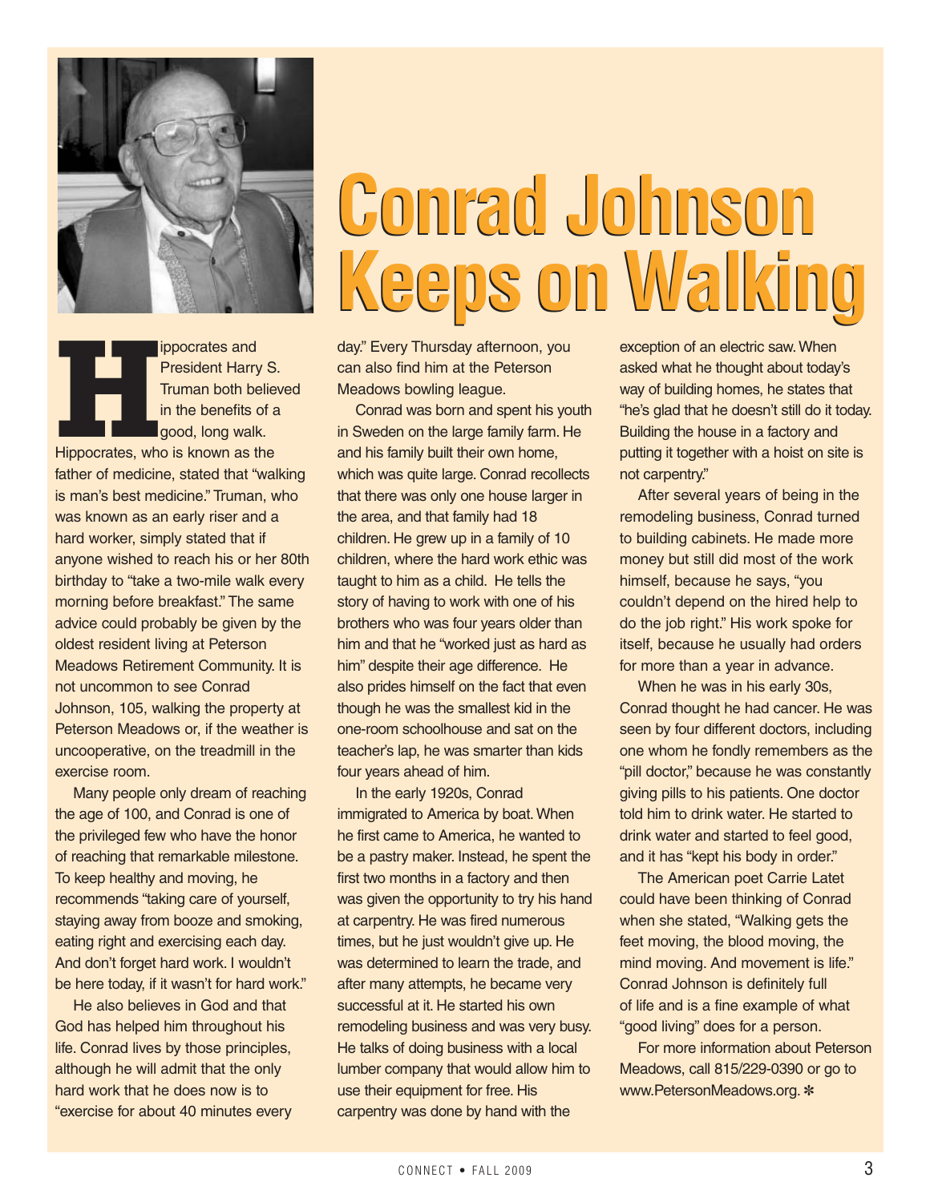# Conrad Johnson Keeps on Walking

Hippocrates and President Harry S. Truman both believed in the benefits of a good, long walk. Hippocrates, who is known as the father of medicine, stated that "walking is man's best medicine." Truman, who was known as an early riser and a hard worker, simply stated that if anyone wished to reach his or her 80th birthday to "take a two-mile walk every morning before breakfast." The same advice could probably be given by the oldest resident living at Peterson Meadows Retirement Community. It is not uncommon to see Conrad Johnson, 105, walking the property at Peterson Meadows or, if the weather is uncooperative, on the treadmill in the exercise room.

Many people only dream of reaching the age of 100, and Conrad is one of the privileged few who have the honor of reaching that remarkable milestone. To keep healthy and moving, he recommends "taking care of yourself, staying away from booze and smoking, eating right and exercising each day. And don't forget hard work. I wouldn't be here today, if it wasn't for hard work."

He also believes in God and that God has helped him throughout his life. Conrad lives by those principles, although he will admit that the only hard work that he does now is to "exercise for about 40 minutes every day." Every Thursday afternoon, you can also find him at the Peterson Meadows bowling league.

Conrad was born and spent his youth in Sweden on the large family farm. He and his family built their own home, which was quite large. Conrad recollects that there was only one house larger in the area, and that family had 18 children. He grew up in a family of 10 children, where the hard work ethic was taught to him as a child. He tells the story of having to work with one of his brothers who was four years older than him and that he "worked just as hard as him" despite their age difference. He also prides himself on the fact that even though he was the smallest kid in the one-room schoolhouse and sat on the teacher's lap, he was smarter than kids four years ahead of him.

In the early 1920s, Conrad immigrated to America by boat. When he first came to America, he wanted to be a pastry maker. Instead, he spent the first two months in a factory and then was given the opportunity to try his hand at carpentry. He was fired numerous times, but he just wouldn't give up. He was determined to learn the trade, and after many attempts, he became very successful at it. He started his own remodeling business and was very busy. He talks of doing business with a local lumber company that would allow him to use their equipment for free. His carpentry was done by hand with the exception of an electric saw. When asked what he thought about today's way of building homes, he states that "he's glad that he doesn't still do it today. Building the house in a factory and putting it together with a hoist on site is not carpentry."

After several years of being in the remodeling business, Conrad turned to building cabinets. He made more money but still did most of the work himself, because he says, "you couldn't depend on the hired help to do the job right." His work spoke for itself, because he usually had orders for more than a year in advance.

When he was in his early 30s, Conrad thought he had cancer. He was seen by four different doctors, including one whom he fondly remembers as the "pill doctor," because he was constantly giving pills to his patients. One doctor told him to drink water. He started to drink water and started to feel good, and it has "kept his body in order."

The American poet Carrie Latet could have been thinking of Conrad when she stated, "Walking gets the feet moving, the blood moving, the mind moving. And movement is life." Conrad Johnson is definitely full of life and is a fine example of what "good living" does for a person.

For more information about Peterson Meadows, call 815/229-0390 or go to www.PetersonMeadows.org. ✻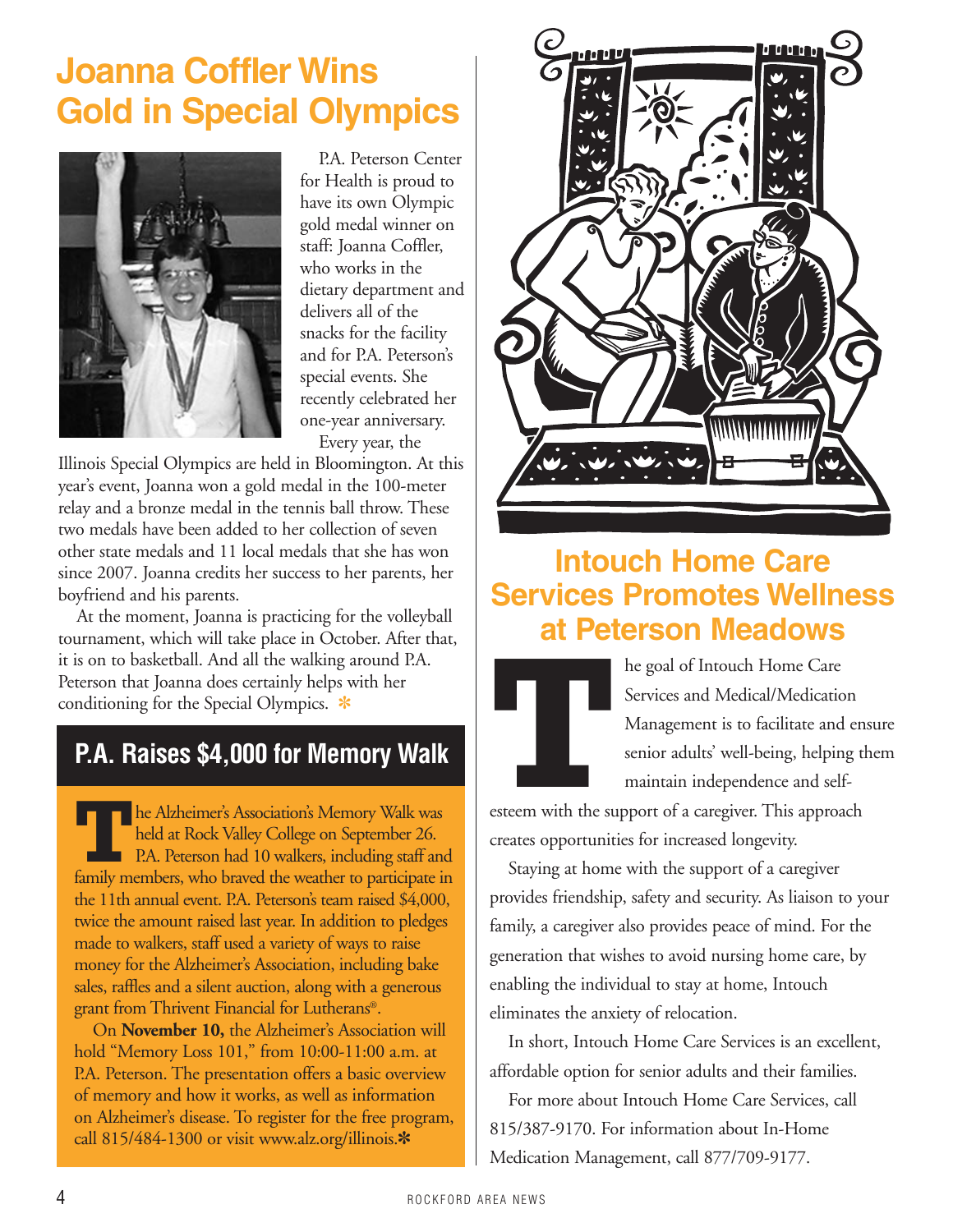# Joanna Coffler Wins Gold in Special Olympics

P.A. Peterson Center for Health is proud to have its own Olympic gold medal winner on staff: Joanna Coffler, who works in the dietary department and delivers all of the snacks for the facility and for P.A. Peterson's special events. She recently celebrated her one-year anniversary.

Every year, the Illinois Special Olympics are held in Bloomington. At this year's event, Joanna won a gold medal in the 100-meter relay and a bronze medal in the tennis ball throw. These two medals have been added to her collection of seven other state medals and 11 local medals that she has won since 2007. Joanna credits her success to her parents, her boyfriend and his parents.

At the moment, Joanna is practicing for the volleyball tournament, which will take place in October. After that, it is on to basketball. And all the walking around P.A. Peterson that Joanna does certainly helps with her conditioning for the Special Olympics. ✻

## P.A. Raises $4,000 for Memory Walk

The Alzheimer's Association's Memory Walk was held at Rock Valley College on September 26. P.A. Peterson had 10 walkers, including staff and family members, who braved the weather to participate in the 11th annual event. P.A. Peterson's team raised $4,000, twice the amount raised last year. In addition to pledges made to walkers, staff used a variety of ways to raise money for the Alzheimer's Association, including bake sales, raffles and a silent auction, along with a generous grant from Thrivent Financial for Lutherans®.

On **November 10,** the Alzheimer's Association will hold "Memory Loss 101," from 10:00-11:00 a.m. at P.A. Peterson. The presentation offers a basic overview of memory and how it works, as well as information on Alzheimer's disease. To register for the free program, call 815/484-1300 or visit www.alz.org/illinois.✻

# Intouch Home Care Services Promotes Wellness at Peterson Meadows

The goal of Intouch Home Care Services and Medical/Medication Management is to facilitate and ensure senior adults' well-being, helping them maintain independence and self-esteem with the support of a caregiver. This approach creates opportunities for increased longevity.

Staying at home with the support of a caregiver provides friendship, safety and security. As liaison to your family, a caregiver also provides peace of mind. For the generation that wishes to avoid nursing home care, by enabling the individual to stay at home, Intouch eliminates the anxiety of relocation.

In short, Intouch Home Care Services is an excellent, affordable option for senior adults and their families.

For more about Intouch Home Care Services, call 815/387-9170. For information about In-Home Medication Management, call 877/709-9177.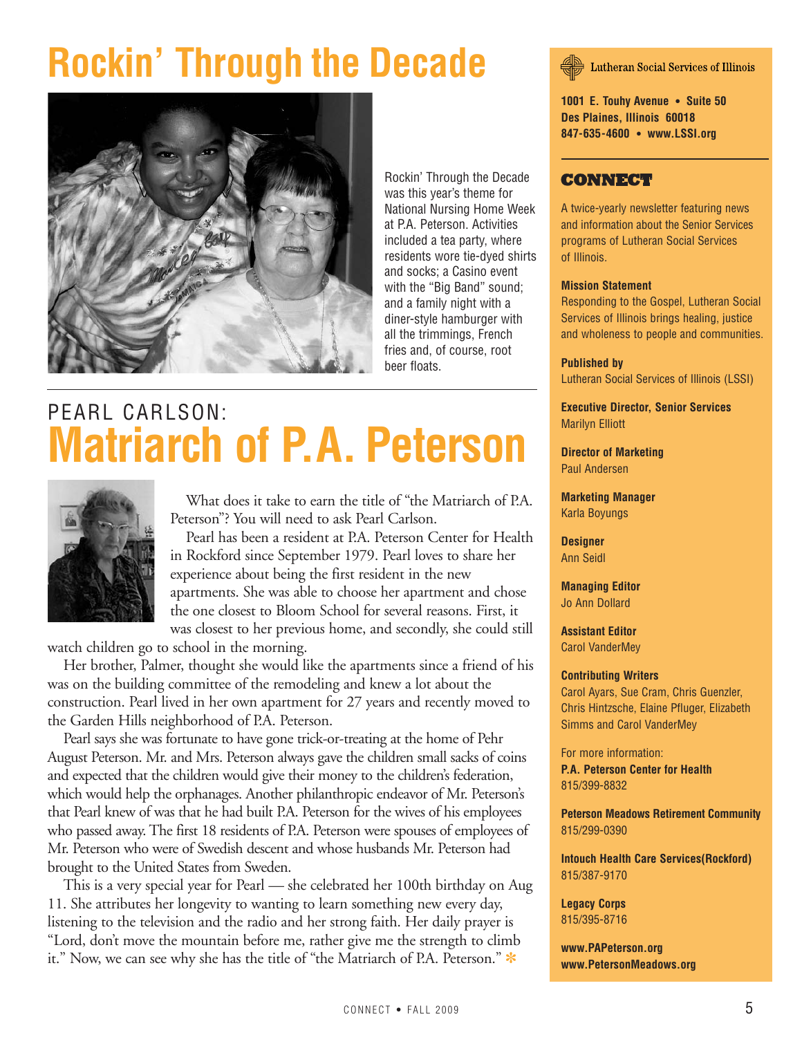# Rockin' Through the Decade

Rockin' Through the Decade was this year's theme for National Nursing Home Week at P.A. Peterson. Activities included a tea party, where residents wore tie-dyed shirts and socks; a Casino event with the "Big Band" sound; and a family night with a diner-style hamburger with all the trimmings, French fries and, of course, root beer floats.

## PEARL CARLSON: Matriarch of P.A. Peterson

What does it take to earn the title of "the Matriarch of P.A. Peterson"? You will need to ask Pearl Carlson.

Pearl has been a resident at P.A. Peterson Center for Health in Rockford since September 1979. Pearl loves to share her experience about being the first resident in the new apartments. She was able to choose her apartment and chose the one closest to Bloom School for several reasons. First, it was closest to her previous home, and secondly, she could still watch children go to school in the morning.

Her brother, Palmer, thought she would like the apartments since a friend of his was on the building committee of the remodeling and knew a lot about the construction. Pearl lived in her own apartment for 27 years and recently moved to the Garden Hills neighborhood of P.A. Peterson.

Pearl says she was fortunate to have gone trick-or-treating at the home of Pehr August Peterson. Mr. and Mrs. Peterson always gave the children small sacks of coins and expected that the children would give their money to the children's federation, which would help the orphanages. Another philanthropic endeavor of Mr. Peterson's that Pearl knew of was that he had built P.A. Peterson for the wives of his employees who passed away. The first 18 residents of P.A. Peterson were spouses of employees of Mr. Peterson who were of Swedish descent and whose husbands Mr. Peterson had brought to the United States from Sweden.

This is a very special year for Pearl — she celebrated her 100th birthday on Aug 11. She attributes her longevity to wanting to learn something new every day, listening to the television and the radio and her strong faith. Her daily prayer is "Lord, don't move the mountain before me, rather give me the strength to climb it." Now, we can see why she has the title of "the Matriarch of P.A. Peterson." ✻

---

Lutheran Social Services of Illinois

**1001 E. Touhy Avenue • Suite 50**
**Des Plaines, Illinois 60018**
**847-635-4600 • www.LSSI.org**

## CONNECT

A twice-yearly newsletter featuring news and information about the Senior Services programs of Lutheran Social Services of Illinois.

**Mission Statement**
Responding to the Gospel, Lutheran Social Services of Illinois brings healing, justice and wholeness to people and communities.

**Published by**
Lutheran Social Services of Illinois (LSSI)

**Executive Director, Senior Services**
Marilyn Elliott

**Director of Marketing**
Paul Andersen

**Marketing Manager**
Karla Boyungs

**Designer**
Ann Seidl

**Managing Editor**
Jo Ann Dollard

**Assistant Editor**
Carol VanderMey

**Contributing Writers**
Carol Ayars, Sue Cram, Chris Guenzler, Chris Hintzsche, Elaine Pfluger, Elizabeth Simms and Carol VanderMey

For more information:
**P.A. Peterson Center for Health**
815/399-8832

**Peterson Meadows Retirement Community**
815/299-0390

**Intouch Health Care Services(Rockford)**
815/387-9170

**Legacy Corps**
815/395-8716

**www.PAPeterson.org**
**www.PetersonMeadows.org**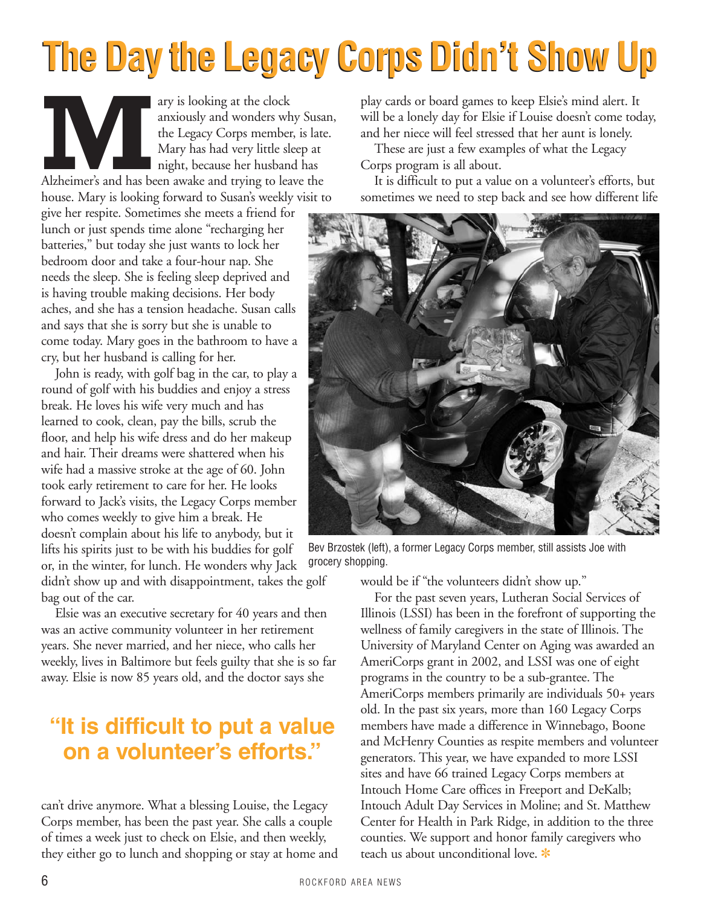# The Day the Legacy Corps Didn't Show Up

Mary is looking at the clock anxiously and wonders why Susan, the Legacy Corps member, is late. Mary has had very little sleep at night, because her husband has Alzheimer's and has been awake and trying to leave the house. Mary is looking forward to Susan's weekly visit to give her respite. Sometimes she meets a friend for lunch or just spends time alone "recharging her batteries," but today she just wants to lock her bedroom door and take a four-hour nap. She needs the sleep. She is feeling sleep deprived and is having trouble making decisions. Her body aches, and she has a tension headache. Susan calls and says that she is sorry but she is unable to come today. Mary goes in the bathroom to have a cry, but her husband is calling for her.

John is ready, with golf bag in the car, to play a round of golf with his buddies and enjoy a stress break. He loves his wife very much and has learned to cook, clean, pay the bills, scrub the floor, and help his wife dress and do her makeup and hair. Their dreams were shattered when his wife had a massive stroke at the age of 60. John took early retirement to care for her. He looks forward to Jack's visits, the Legacy Corps member who comes weekly to give him a break. He doesn't complain about his life to anybody, but it lifts his spirits just to be with his buddies for golf or, in the winter, for lunch. He wonders why Jack didn't show up and with disappointment, takes the golf bag out of the car.

Elsie was an executive secretary for 40 years and then was an active community volunteer in her retirement years. She never married, and her niece, who calls her weekly, lives in Baltimore but feels guilty that she is so far away. Elsie is now 85 years old, and the doctor says she can't drive anymore. What a blessing Louise, the Legacy Corps member, has been the past year. She calls a couple of times a week just to check on Elsie, and then weekly, they either go to lunch and shopping or stay at home and play cards or board games to keep Elsie's mind alert. It will be a lonely day for Elsie if Louise doesn't come today, and her niece will feel stressed that her aunt is lonely.

> **"It is difficult to put a value on a volunteer's efforts."**

These are just a few examples of what the Legacy Corps program is all about.

It is difficult to put a value on a volunteer's efforts, but sometimes we need to step back and see how different life would be if "the volunteers didn't show up."

Bev Brzostek (left), a former Legacy Corps member, still assists Joe with grocery shopping.

For the past seven years, Lutheran Social Services of Illinois (LSSI) has been in the forefront of supporting the wellness of family caregivers in the state of Illinois. The University of Maryland Center on Aging was awarded an AmeriCorps grant in 2002, and LSSI was one of eight programs in the country to be a sub-grantee. The AmeriCorps members primarily are individuals 50+ years old. In the past six years, more than 160 Legacy Corps members have made a difference in Winnebago, Boone and McHenry Counties as respite members and volunteer generators. This year, we have expanded to more LSSI sites and have 66 trained Legacy Corps members at Intouch Home Care offices in Freeport and DeKalb; Intouch Adult Day Services in Moline; and St. Matthew Center for Health in Park Ridge, in addition to the three counties. We support and honor family caregivers who teach us about unconditional love. ✻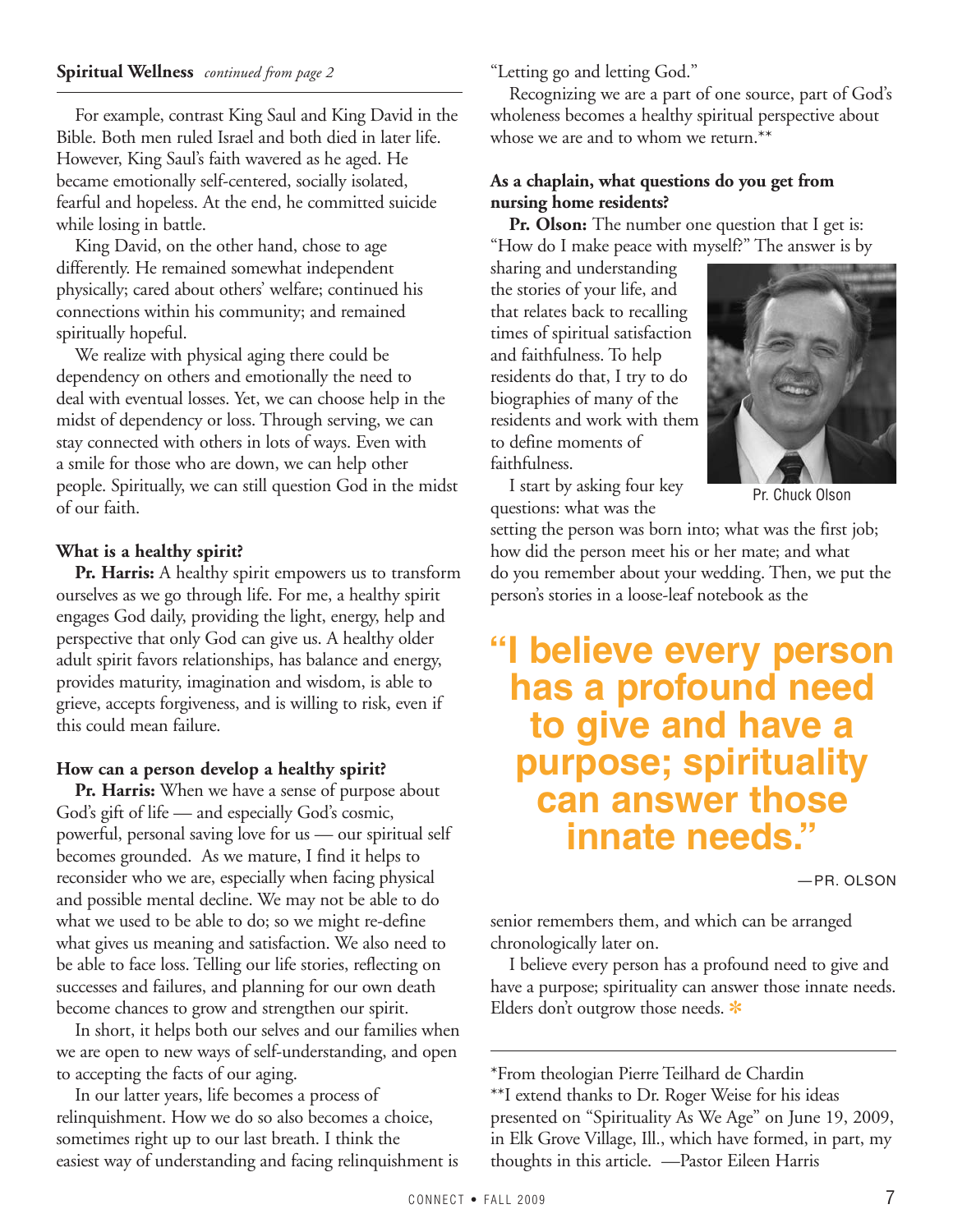**Spiritual Wellness** *continued from page 2*

For example, contrast King Saul and King David in the Bible. Both men ruled Israel and both died in later life. However, King Saul's faith wavered as he aged. He became emotionally self-centered, socially isolated, fearful and hopeless. At the end, he committed suicide while losing in battle.

King David, on the other hand, chose to age differently. He remained somewhat independent physically; cared about others' welfare; continued his connections within his community; and remained spiritually hopeful.

We realize with physical aging there could be dependency on others and emotionally the need to deal with eventual losses. Yet, we can choose help in the midst of dependency or loss. Through serving, we can stay connected with others in lots of ways. Even with a smile for those who are down, we can help other people. Spiritually, we can still question God in the midst of our faith.

**What is a healthy spirit?**

**Pr. Harris:** A healthy spirit empowers us to transform ourselves as we go through life. For me, a healthy spirit engages God daily, providing the light, energy, help and perspective that only God can give us. A healthy older adult spirit favors relationships, has balance and energy, provides maturity, imagination and wisdom, is able to grieve, accepts forgiveness, and is willing to risk, even if this could mean failure.

**How can a person develop a healthy spirit?**

**Pr. Harris:** When we have a sense of purpose about God's gift of life — and especially God's cosmic, powerful, personal saving love for us — our spiritual self becomes grounded. As we mature, I find it helps to reconsider who we are, especially when facing physical and possible mental decline. We may not be able to do what we used to be able to do; so we might re-define what gives us meaning and satisfaction. We also need to be able to face loss. Telling our life stories, reflecting on successes and failures, and planning for our own death become chances to grow and strengthen our spirit.

In short, it helps both our selves and our families when we are open to new ways of self-understanding, and open to accepting the facts of our aging.

In our latter years, life becomes a process of relinquishment. How we do so also becomes a choice, sometimes right up to our last breath. I think the easiest way of understanding and facing relinquishment is "Letting go and letting God."

Recognizing we are a part of one source, part of God's wholeness becomes a healthy spiritual perspective about whose we are and to whom we return.**

**As a chaplain, what questions do you get from nursing home residents?**

**Pr. Olson:** The number one question that I get is: "How do I make peace with myself?" The answer is by sharing and understanding the stories of your life, and that relates back to recalling times of spiritual satisfaction and faithfulness. To help residents do that, I try to do biographies of many of the residents and work with them to define moments of faithfulness.

Pr. Chuck Olson

I start by asking four key questions: what was the setting the person was born into; what was the first job; how did the person meet his or her mate; and what do you remember about your wedding. Then, we put the person's stories in a loose-leaf notebook as the senior remembers them, and which can be arranged chronologically later on.

> **"I believe every person has a profound need to give and have a purpose; spirituality can answer those innate needs."**
>
> —PR. OLSON

I believe every person has a profound need to give and have a purpose; spirituality can answer those innate needs. Elders don't outgrow those needs. ✻

---

*From theologian Pierre Teilhard de Chardin

**I extend thanks to Dr. Roger Weise for his ideas presented on "Spirituality As We Age" on June 19, 2009, in Elk Grove Village, Ill., which have formed, in part, my thoughts in this article. —Pastor Eileen Harris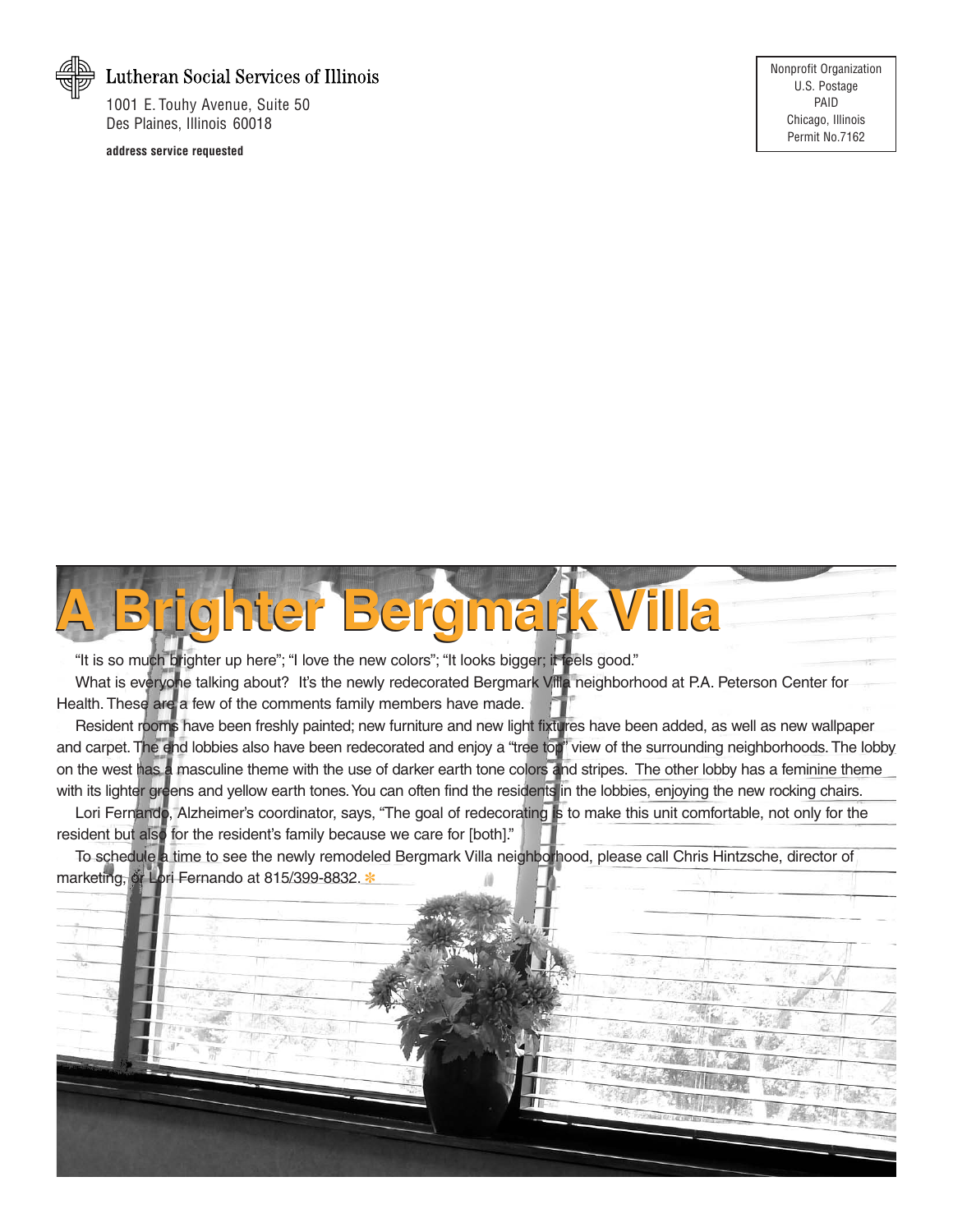Lutheran Social Services of Illinois

1001 E. Touhy Avenue, Suite 50
Des Plaines, Illinois 60018

**address service requested**

Nonprofit Organization
U.S. Postage
PAID
Chicago, Illinois
Permit No.7162

# A Brighter Bergmark Villa

"It is so much brighter up here"; "I love the new colors"; "It looks bigger; it feels good."

What is everyone talking about? It's the newly redecorated Bergmark Villa neighborhood at P.A. Peterson Center for Health. These are a few of the comments family members have made.

Resident rooms have been freshly painted; new furniture and new light fixtures have been added, as well as new wallpaper and carpet. The end lobbies also have been redecorated and enjoy a "tree top" view of the surrounding neighborhoods. The lobby on the west has a masculine theme with the use of darker earth tone colors and stripes. The other lobby has a feminine theme with its lighter greens and yellow earth tones. You can often find the residents in the lobbies, enjoying the new rocking chairs.

Lori Fernando, Alzheimer's coordinator, says, "The goal of redecorating is to make this unit comfortable, not only for the resident but also for the resident's family because we care for [both]."

To schedule a time to see the newly remodeled Bergmark Villa neighborhood, please call Chris Hintzsche, director of marketing, or Lori Fernando at 815/399-8832. *